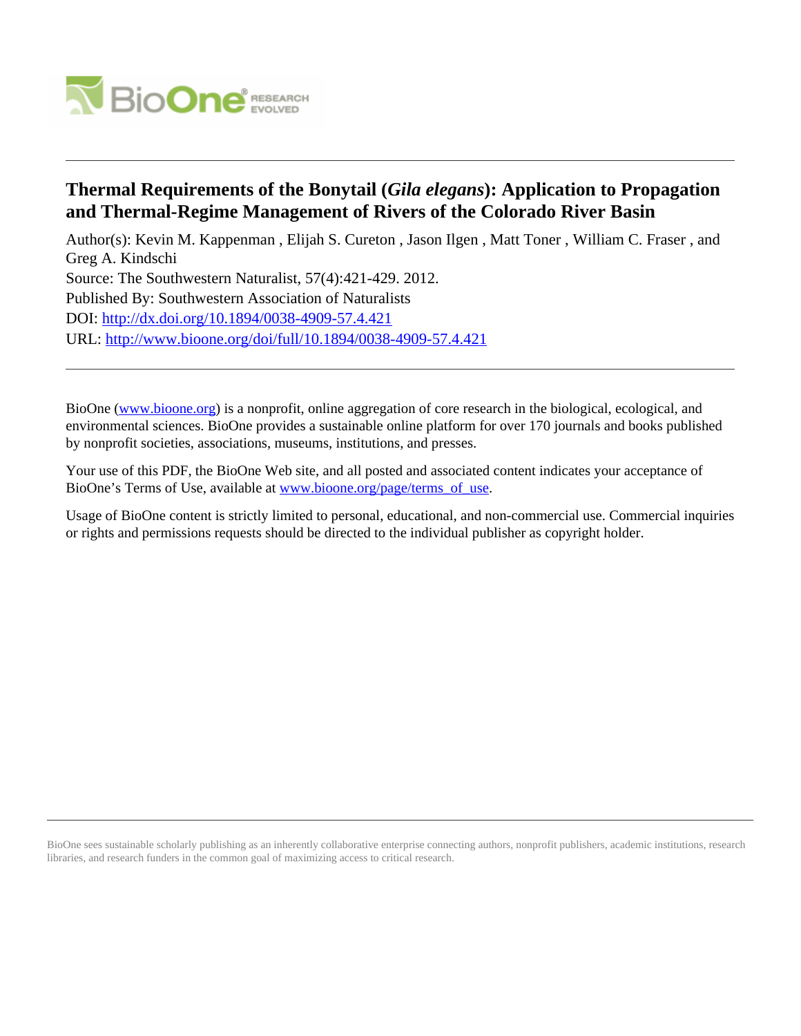# Thermal Requirements of the Bonytail (*Gila elegans*): Application to Propagation and Thermal-Regime Management of Rivers of the Colorado River Basin

Author(s): Kevin M. Kappenman , Elijah S. Cureton , Jason Ilgen , Matt Toner , William C. Fraser , and Greg A. Kindschi

Source: The Southwestern Naturalist, 57(4):421-429. 2012.

Published By: Southwestern Association of Naturalists

DOI: http://dx.doi.org/10.1894/0038-4909-57.4.421

URL: http://www.bioone.org/doi/full/10.1894/0038-4909-57.4.421

---

BioOne (www.bioone.org) is a nonprofit, online aggregation of core research in the biological, ecological, and environmental sciences. BioOne provides a sustainable online platform for over 170 journals and books published by nonprofit societies, associations, museums, institutions, and presses.

Your use of this PDF, the BioOne Web site, and all posted and associated content indicates your acceptance of BioOne's Terms of Use, available at www.bioone.org/page/terms_of_use.

Usage of BioOne content is strictly limited to personal, educational, and non-commercial use. Commercial inquiries or rights and permissions requests should be directed to the individual publisher as copyright holder.

---

BioOne sees sustainable scholarly publishing as an inherently collaborative enterprise connecting authors, nonprofit publishers, academic institutions, research libraries, and research funders in the common goal of maximizing access to critical research.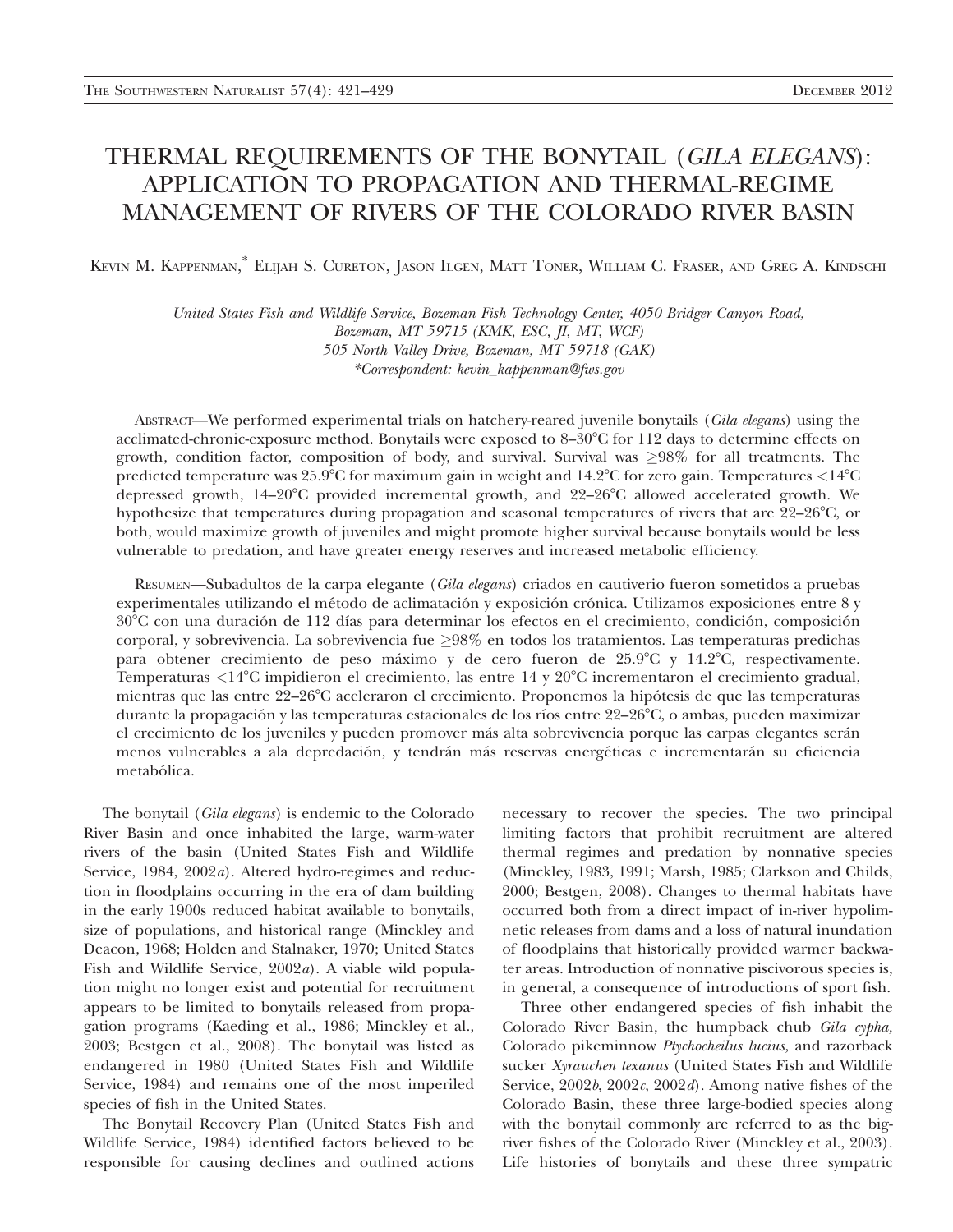# THERMAL REQUIREMENTS OF THE BONYTAIL (*GILA ELEGANS*): APPLICATION TO PROPAGATION AND THERMAL-REGIME MANAGEMENT OF RIVERS OF THE COLORADO RIVER BASIN

Kevin M. Kappenman,* Elijah S. Cureton, Jason Ilgen, Matt Toner, William C. Fraser, and Greg A. Kindschi

*United States Fish and Wildlife Service, Bozeman Fish Technology Center, 4050 Bridger Canyon Road, Bozeman, MT 59715 (KMK, ESC, JI, MT, WCF)*
*505 North Valley Drive, Bozeman, MT 59718 (GAK)*
*\*Correspondent: kevin_kappenman@fws.gov*

Abstract—We performed experimental trials on hatchery-reared juvenile bonytails (*Gila elegans*) using the acclimated-chronic-exposure method. Bonytails were exposed to 8–30°C for 112 days to determine effects on growth, condition factor, composition of body, and survival. Survival was ≥98% for all treatments. The predicted temperature was 25.9°C for maximum gain in weight and 14.2°C for zero gain. Temperatures <14°C depressed growth, 14–20°C provided incremental growth, and 22–26°C allowed accelerated growth. We hypothesize that temperatures during propagation and seasonal temperatures of rivers that are 22–26°C, or both, would maximize growth of juveniles and might promote higher survival because bonytails would be less vulnerable to predation, and have greater energy reserves and increased metabolic efficiency.

Resumen—Subadultos de la carpa elegante (*Gila elegans*) criados en cautiverio fueron sometidos a pruebas experimentales utilizando el método de aclimatación y exposición crónica. Utilizamos exposiciones entre 8 y 30°C con una duración de 112 días para determinar los efectos en el crecimiento, condición, composición corporal, y sobrevivencia. La sobrevivencia fue ≥98% en todos los tratamientos. Las temperaturas predichas para obtener crecimiento de peso máximo y de cero fueron de 25.9°C y 14.2°C, respectivamente. Temperaturas <14°C impidieron el crecimiento, las entre 14 y 20°C incrementaron el crecimiento gradual, mientras que las entre 22–26°C aceleraron el crecimiento. Proponemos la hipótesis de que las temperaturas durante la propagación y las temperaturas estacionales de los ríos entre 22–26°C, o ambas, pueden maximizar el crecimiento de los juveniles y pueden promover más alta sobrevivencia porque las carpas elegantes serán menos vulnerables a ala depredación, y tendrán más reservas energéticas e incrementarán su eficiencia metabólica.

The bonytail (*Gila elegans*) is endemic to the Colorado River Basin and once inhabited the large, warm-water rivers of the basin (United States Fish and Wildlife Service, 1984, 2002*a*). Altered hydro-regimes and reduction in floodplains occurring in the era of dam building in the early 1900s reduced habitat available to bonytails, size of populations, and historical range (Minckley and Deacon, 1968; Holden and Stalnaker, 1970; United States Fish and Wildlife Service, 2002*a*). A viable wild population might no longer exist and potential for recruitment appears to be limited to bonytails released from propagation programs (Kaeding et al., 1986; Minckley et al., 2003; Bestgen et al., 2008). The bonytail was listed as endangered in 1980 (United States Fish and Wildlife Service, 1984) and remains one of the most imperiled species of fish in the United States.

The Bonytail Recovery Plan (United States Fish and Wildlife Service, 1984) identified factors believed to be responsible for causing declines and outlined actions necessary to recover the species. The two principal limiting factors that prohibit recruitment are altered thermal regimes and predation by nonnative species (Minckley, 1983, 1991; Marsh, 1985; Clarkson and Childs, 2000; Bestgen, 2008). Changes to thermal habitats have occurred both from a direct impact of in-river hypolimnetic releases from dams and a loss of natural inundation of floodplains that historically provided warmer backwater areas. Introduction of nonnative piscivorous species is, in general, a consequence of introductions of sport fish.

Three other endangered species of fish inhabit the Colorado River Basin, the humpback chub *Gila cypha*, Colorado pikeminnow *Ptychocheilus lucius,* and razorback sucker *Xyrauchen texanus* (United States Fish and Wildlife Service, 2002*b*, 2002*c*, 2002*d*). Among native fishes of the Colorado Basin, these three large-bodied species along with the bonytail commonly are referred to as the big-river fishes of the Colorado River (Minckley et al., 2003). Life histories of bonytails and these three sympatric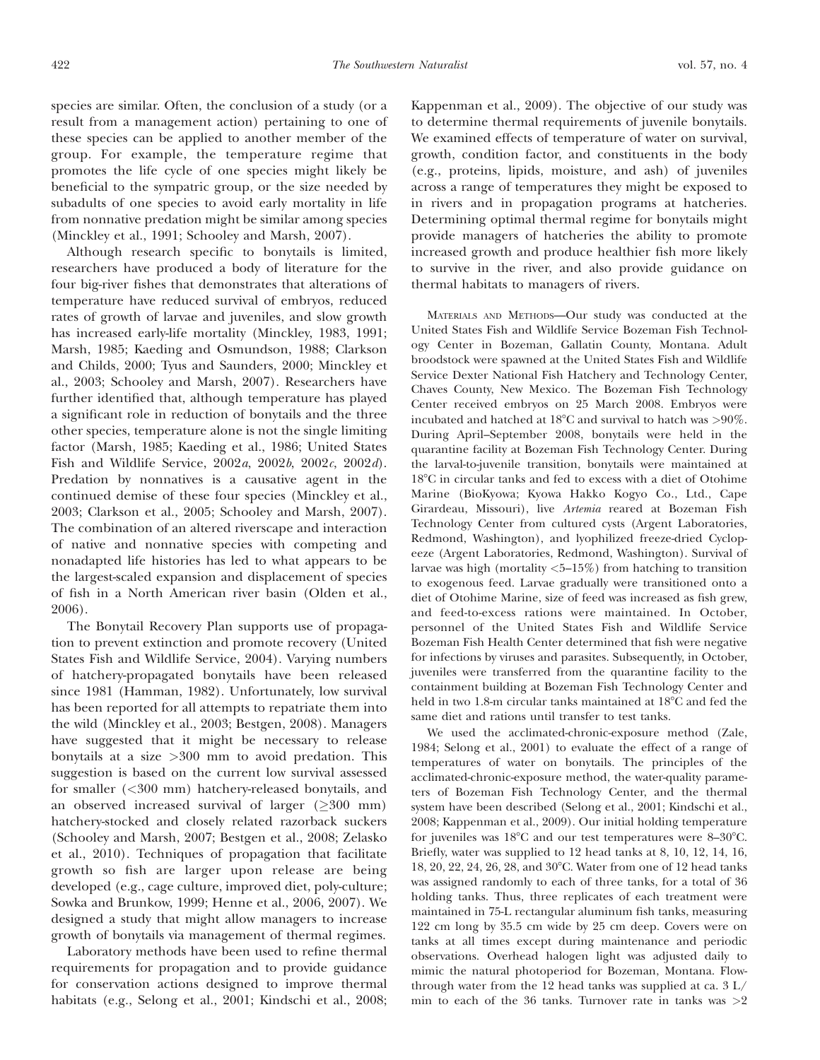species are similar. Often, the conclusion of a study (or a result from a management action) pertaining to one of these species can be applied to another member of the group. For example, the temperature regime that promotes the life cycle of one species might likely be beneficial to the sympatric group, or the size needed by subadults of one species to avoid early mortality in life from nonnative predation might be similar among species (Minckley et al., 1991; Schooley and Marsh, 2007).

Although research specific to bonytails is limited, researchers have produced a body of literature for the four big-river fishes that demonstrates that alterations of temperature have reduced survival of embryos, reduced rates of growth of larvae and juveniles, and slow growth has increased early-life mortality (Minckley, 1983, 1991; Marsh, 1985; Kaeding and Osmundson, 1988; Clarkson and Childs, 2000; Tyus and Saunders, 2000; Minckley et al., 2003; Schooley and Marsh, 2007). Researchers have further identified that, although temperature has played a significant role in reduction of bonytails and the three other species, temperature alone is not the single limiting factor (Marsh, 1985; Kaeding et al., 1986; United States Fish and Wildlife Service, 2002*a*, 2002*b*, 2002*c*, 2002*d*). Predation by nonnatives is a causative agent in the continued demise of these four species (Minckley et al., 2003; Clarkson et al., 2005; Schooley and Marsh, 2007). The combination of an altered riverscape and interaction of native and nonnative species with competing and nonadapted life histories has led to what appears to be the largest-scaled expansion and displacement of species of fish in a North American river basin (Olden et al., 2006).

The Bonytail Recovery Plan supports use of propagation to prevent extinction and promote recovery (United States Fish and Wildlife Service, 2004). Varying numbers of hatchery-propagated bonytails have been released since 1981 (Hamman, 1982). Unfortunately, low survival has been reported for all attempts to repatriate them into the wild (Minckley et al., 2003; Bestgen, 2008). Managers have suggested that it might be necessary to release bonytails at a size >300 mm to avoid predation. This suggestion is based on the current low survival assessed for smaller (<300 mm) hatchery-released bonytails, and an observed increased survival of larger (≥300 mm) hatchery-stocked and closely related razorback suckers (Schooley and Marsh, 2007; Bestgen et al., 2008; Zelasko et al., 2010). Techniques of propagation that facilitate growth so fish are larger upon release are being developed (e.g., cage culture, improved diet, poly-culture; Sowka and Brunkow, 1999; Henne et al., 2006, 2007). We designed a study that might allow managers to increase growth of bonytails via management of thermal regimes.

Laboratory methods have been used to refine thermal requirements for propagation and to provide guidance for conservation actions designed to improve thermal habitats (e.g., Selong et al., 2001; Kindschi et al., 2008; Kappenman et al., 2009). The objective of our study was to determine thermal requirements of juvenile bonytails. We examined effects of temperature of water on survival, growth, condition factor, and constituents in the body (e.g., proteins, lipids, moisture, and ash) of juveniles across a range of temperatures they might be exposed to in rivers and in propagation programs at hatcheries. Determining optimal thermal regime for bonytails might provide managers of hatcheries the ability to promote increased growth and produce healthier fish more likely to survive in the river, and also provide guidance on thermal habitats to managers of rivers.

Materials and Methods—Our study was conducted at the United States Fish and Wildlife Service Bozeman Fish Technology Center in Bozeman, Gallatin County, Montana. Adult broodstock were spawned at the United States Fish and Wildlife Service Dexter National Fish Hatchery and Technology Center, Chaves County, New Mexico. The Bozeman Fish Technology Center received embryos on 25 March 2008. Embryos were incubated and hatched at 18°C and survival to hatch was >90%. During April–September 2008, bonytails were held in the quarantine facility at Bozeman Fish Technology Center. During the larval-to-juvenile transition, bonytails were maintained at 18°C in circular tanks and fed to excess with a diet of Otohime Marine (BioKyowa; Kyowa Hakko Kogyo Co., Ltd., Cape Girardeau, Missouri), live *Artemia* reared at Bozeman Fish Technology Center from cultured cysts (Argent Laboratories, Redmond, Washington), and lyophilized freeze-dried Cyclop-eeze (Argent Laboratories, Redmond, Washington). Survival of larvae was high (mortality <5–15%) from hatching to transition to exogenous feed. Larvae gradually were transitioned onto a diet of Otohime Marine, size of feed was increased as fish grew, and feed-to-excess rations were maintained. In October, personnel of the United States Fish and Wildlife Service Bozeman Fish Health Center determined that fish were negative for infections by viruses and parasites. Subsequently, in October, juveniles were transferred from the quarantine facility to the containment building at Bozeman Fish Technology Center and held in two 1.8-m circular tanks maintained at 18°C and fed the same diet and rations until transfer to test tanks.

We used the acclimated-chronic-exposure method (Zale, 1984; Selong et al., 2001) to evaluate the effect of a range of temperatures of water on bonytails. The principles of the acclimated-chronic-exposure method, the water-quality parameters of Bozeman Fish Technology Center, and the thermal system have been described (Selong et al., 2001; Kindschi et al., 2008; Kappenman et al., 2009). Our initial holding temperature for juveniles was 18°C and our test temperatures were 8–30°C. Briefly, water was supplied to 12 head tanks at 8, 10, 12, 14, 16, 18, 20, 22, 24, 26, 28, and 30°C. Water from one of 12 head tanks was assigned randomly to each of three tanks, for a total of 36 holding tanks. Thus, three replicates of each treatment were maintained in 75-L rectangular aluminum fish tanks, measuring 122 cm long by 35.5 cm wide by 25 cm deep. Covers were on tanks at all times except during maintenance and periodic observations. Overhead halogen light was adjusted daily to mimic the natural photoperiod for Bozeman, Montana. Flow-through water from the 12 head tanks was supplied at ca. 3 L/min to each of the 36 tanks. Turnover rate in tanks was >2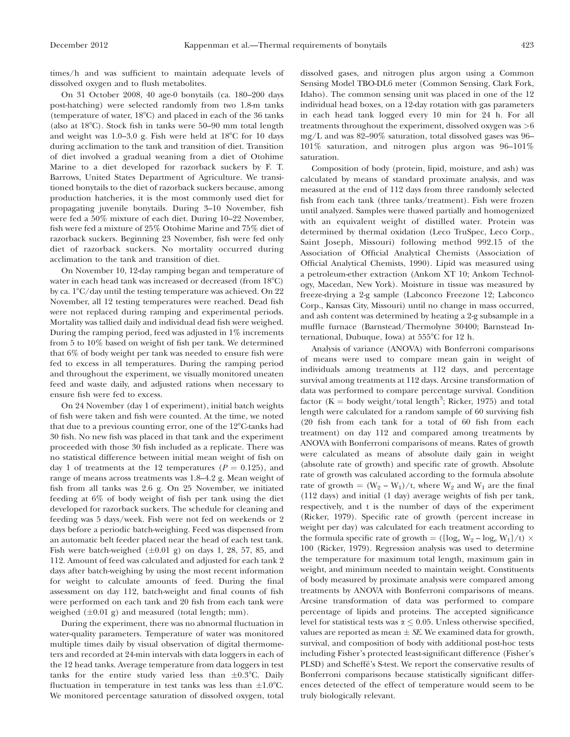times/h and was sufficient to maintain adequate levels of dissolved oxygen and to flush metabolites.

On 31 October 2008, 40 age-0 bonytails (ca. 180–200 days post-hatching) were selected randomly from two 1.8-m tanks (temperature of water, 18°C) and placed in each of the 36 tanks (also at 18°C). Stock fish in tanks were 50–90 mm total length and weight was 1.0–3.0 g. Fish were held at 18°C for 10 days during acclimation to the tank and transition of diet. Transition of diet involved a gradual weaning from a diet of Otohime Marine to a diet developed for razorback suckers by F. T. Barrows, United States Department of Agriculture. We transitioned bonytails to the diet of razorback suckers because, among production hatcheries, it is the most commonly used diet for propagating juvenile bonytails. During 3–10 November, fish were fed a 50% mixture of each diet. During 10–22 November, fish were fed a mixture of 25% Otohime Marine and 75% diet of razorback suckers. Beginning 23 November, fish were fed only diet of razorback suckers. No mortality occurred during acclimation to the tank and transition of diet.

On November 10, 12-day ramping began and temperature of water in each head tank was increased or decreased (from 18°C) by ca. 1°C/day until the testing temperature was achieved. On 22 November, all 12 testing temperatures were reached. Dead fish were not replaced during ramping and experimental periods. Mortality was tallied daily and individual dead fish were weighed. During the ramping period, feed was adjusted in 1% increments from 5 to 10% based on weight of fish per tank. We determined that 6% of body weight per tank was needed to ensure fish were fed to excess in all temperatures. During the ramping period and throughout the experiment, we visually monitored uneaten feed and waste daily, and adjusted rations when necessary to ensure fish were fed to excess.

On 24 November (day 1 of experiment), initial batch weights of fish were taken and fish were counted. At the time, we noted that due to a previous counting error, one of the 12°C-tanks had 30 fish. No new fish was placed in that tank and the experiment proceeded with those 30 fish included as a replicate. There was no statistical difference between initial mean weight of fish on day 1 of treatments at the 12 temperatures ($P = 0.125$), and range of means across treatments was 1.8–4.2 g. Mean weight of fish from all tanks was 2.6 g. On 25 November, we initiated feeding at 6% of body weight of fish per tank using the diet developed for razorback suckers. The schedule for cleaning and feeding was 5 days/week. Fish were not fed on weekends or 2 days before a periodic batch-weighing. Feed was dispensed from an automatic belt feeder placed near the head of each test tank. Fish were batch-weighed (±0.01 g) on days 1, 28, 57, 85, and 112. Amount of feed was calculated and adjusted for each tank 2 days after batch-weighing by using the most recent information for weight to calculate amounts of feed. During the final assessment on day 112, batch-weight and final counts of fish were performed on each tank and 20 fish from each tank were weighed (±0.01 g) and measured (total length; mm).

During the experiment, there was no abnormal fluctuation in water-quality parameters. Temperature of water was monitored multiple times daily by visual observation of digital thermometers and recorded at 24-min intervals with data loggers in each of the 12 head tanks. Average temperature from data loggers in test tanks for the entire study varied less than ±0.3°C. Daily fluctuation in temperature in test tanks was less than ±1.0°C. We monitored percentage saturation of dissolved oxygen, total dissolved gases, and nitrogen plus argon using a Common Sensing Model TBO-DL6 meter (Common Sensing, Clark Fork, Idaho). The common sensing unit was placed in one of the 12 individual head boxes, on a 12-day rotation with gas parameters in each head tank logged every 10 min for 24 h. For all treatments throughout the experiment, dissolved oxygen was >6 mg/L and was 82–90% saturation, total dissolved gases was 96–101% saturation, and nitrogen plus argon was 96–101% saturation.

Composition of body (protein, lipid, moisture, and ash) was calculated by means of standard proximate analysis, and was measured at the end of 112 days from three randomly selected fish from each tank (three tanks/treatment). Fish were frozen until analyzed. Samples were thawed partially and homogenized with an equivalent weight of distilled water. Protein was determined by thermal oxidation (Leco TruSpec, Leco Corp., Saint Joseph, Missouri) following method 992.15 of the Association of Official Analytical Chemists (Association of Official Analytical Chemists, 1990). Lipid was measured using a petroleum-ether extraction (Ankom XT 10; Ankom Technology, Macedon, New York). Moisture in tissue was measured by freeze-drying a 2-g sample (Labconco Freezone 12; Labconco Corp., Kansas City, Missouri) until no change in mass occurred, and ash content was determined by heating a 2-g subsample in a muffle furnace (Barnstead/Thermolyne 30400; Barnstead International, Dubuque, Iowa) at 555°C for 12 h.

Analysis of variance (ANOVA) with Bonferroni comparisons of means were used to compare mean gain in weight of individuals among treatments at 112 days, and percentage survival among treatments at 112 days. Arcsine transformation of data was performed to compare percentage survival. Condition factor ($K$ = body weight/total length$^3$; Ricker, 1975) and total length were calculated for a random sample of 60 surviving fish (20 fish from each tank for a total of 60 fish from each treatment) on day 112 and compared among treatments by ANOVA with Bonferroni comparisons of means. Rates of growth were calculated as means of absolute daily gain in weight (absolute rate of growth) and specific rate of growth. Absolute rate of growth was calculated according to the formula absolute rate of growth = $(W_2 - W_1)/t$, where $W_2$ and $W_1$ are the final (112 days) and initial (1 day) average weights of fish per tank, respectively, and t is the number of days of the experiment (Ricker, 1979). Specific rate of growth (percent increase in weight per day) was calculated for each treatment according to the formula specific rate of growth = $([\log_e W_2 - \log_e W_1]/t) \times 100$ (Ricker, 1979). Regression analysis was used to determine the temperature for maximum total length, maximum gain in weight, and minimum needed to maintain weight. Constituents of body measured by proximate analysis were compared among treatments by ANOVA with Bonferroni comparisons of means. Arcsine transformation of data was performed to compare percentage of lipids and proteins. The accepted significance level for statistical tests was $\alpha \leq 0.05$. Unless otherwise specified, values are reported as mean ± *SE*. We examined data for growth, survival, and composition of body with additional post-hoc tests including Fisher's protected least-significant difference (Fisher's PLSD) and Scheffé's S-test. We report the conservative results of Bonferroni comparisons because statistically significant differences detected of the effect of temperature would seem to be truly biologically relevant.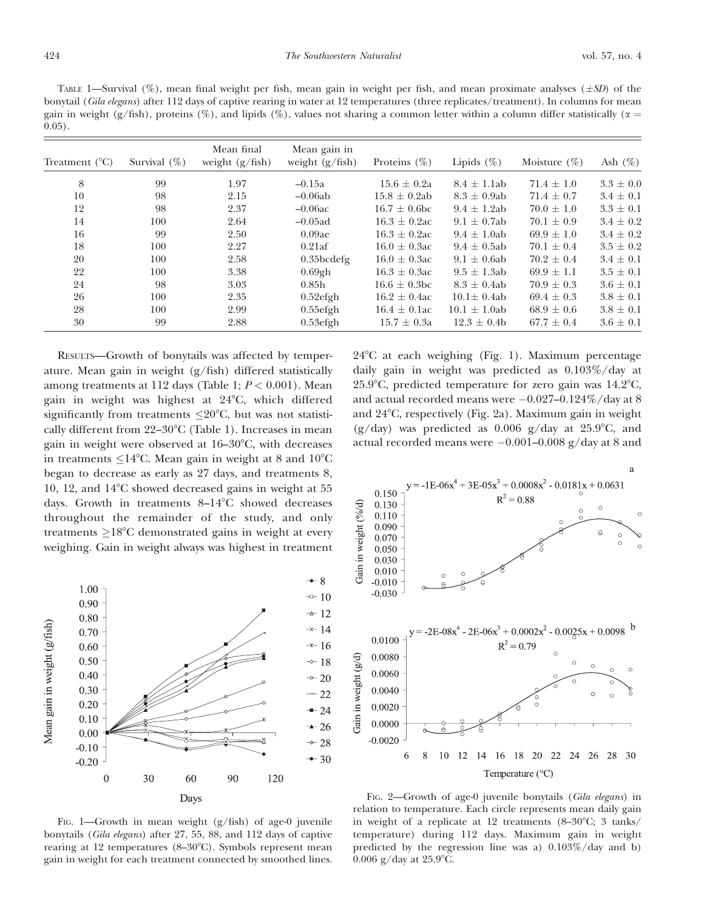TABLE 1—Survival (%), mean final weight per fish, mean gain in weight per fish, and mean proximate analyses (±*SD*) of the bonytail (*Gila elegans*) after 112 days of captive rearing in water at 12 temperatures (three replicates/treatment). In columns for mean gain in weight (g/fish), proteins (%), and lipids (%), values not sharing a common letter within a column differ statistically ($\alpha = 0.05$).

| Treatment (°C) | Survival (%) | Mean final weight (g/fish) | Mean gain in weight (g/fish) | Proteins (%) | Lipids (%) | Moisture (%) | Ash (%) |
|---|---|---|---|---|---|---|---|
| 8 | 99 | 1.97 | –0.15a | 15.6 ± 0.2a | 8.4 ± 1.1ab | 71.4 ± 1.0 | 3.3 ± 0.0 |
| 10 | 98 | 2.15 | –0.06ab | 15.8 ± 0.2ab | 8.3 ± 0.9ab | 71.4 ± 0.7 | 3.4 ± 0.1 |
| 12 | 98 | 2.37 | –0.06ac | 16.7 ± 0.6bc | 9.4 ± 1.2ab | 70.0 ± 1.0 | 3.3 ± 0.1 |
| 14 | 100 | 2.64 | –0.05ad | 16.3 ± 0.2ac | 9.1 ± 0.7ab | 70.1 ± 0.9 | 3.4 ± 0.2 |
| 16 | 99 | 2.50 | 0.09ae | 16.3 ± 0.2ac | 9.4 ± 1.0ab | 69.9 ± 1.0 | 3.4 ± 0.2 |
| 18 | 100 | 2.27 | 0.21af | 16.0 ± 0.3ac | 9.4 ± 0.5ab | 70.1 ± 0.4 | 3.5 ± 0.2 |
| 20 | 100 | 2.58 | 0.35bcdefg | 16.0 ± 0.3ac | 9.1 ± 0.6ab | 70.2 ± 0.4 | 3.4 ± 0.1 |
| 22 | 100 | 3.38 | 0.69gh | 16.3 ± 0.3ac | 9.5 ± 1.3ab | 69.9 ± 1.1 | 3.5 ± 0.1 |
| 24 | 98 | 3.03 | 0.85h | 16.6 ± 0.3bc | 8.3 ± 0.4ab | 70.9 ± 0.3 | 3.6 ± 0.1 |
| 26 | 100 | 2.35 | 0.52efgh | 16.2 ± 0.4ac | 10.1± 0.4ab | 69.4 ± 0.3 | 3.8 ± 0.1 |
| 28 | 100 | 2.99 | 0.55efgh | 16.4 ± 0.1ac | 10.1 ± 1.0ab | 68.9 ± 0.6 | 3.8 ± 0.1 |
| 30 | 99 | 2.88 | 0.53efgh | 15.7 ± 0.3a | 12.3 ± 0.4b | 67.7 ± 0.4 | 3.6 ± 0.1 |

RESULTS—Growth of bonytails was affected by temperature. Mean gain in weight (g/fish) differed statistically among treatments at 112 days (Table 1; $P < 0.001$). Mean gain in weight was highest at 24°C, which differed significantly from treatments ≤20°C, but was not statistically different from 22–30°C (Table 1). Increases in mean gain in weight were observed at 16–30°C, with decreases in treatments ≤14°C. Mean gain in weight at 8 and 10°C began to decrease as early as 27 days, and treatments 8, 10, 12, and 14°C showed decreased gains in weight at 55 days. Growth in treatments 8–14°C showed decreases throughout the remainder of the study, and only treatments ≥18°C demonstrated gains in weight at every weighing. Gain in weight always was highest in treatment 24°C at each weighing (Fig. 1). Maximum percentage daily gain in weight was predicted as 0.103%/day at 25.9°C, predicted temperature for zero gain was 14.2°C, and actual recorded means were −0.027–0.124%/day at 8 and 24°C, respectively (Fig. 2a). Maximum gain in weight (g/day) was predicted as 0.006 g/day at 25.9°C, and actual recorded means were −0.001–0.008 g/day at 8 and

FIG. 1—Growth in mean weight (g/fish) of age-0 juvenile bonytails (*Gila elegans*) after 27, 55, 88, and 112 days of captive rearing at 12 temperatures (8–30°C). Symbols represent mean gain in weight for each treatment connected by smoothed lines.

FIG. 2—Growth of age-0 juvenile bonytails (*Gila elegans*) in relation to temperature. Each circle represents mean daily gain in weight of a replicate at 12 treatments (8–30°C; 3 tanks/temperature) during 112 days. Maximum gain in weight predicted by the regression line was a) 0.103%/day and b) 0.006 g/day at 25.9°C.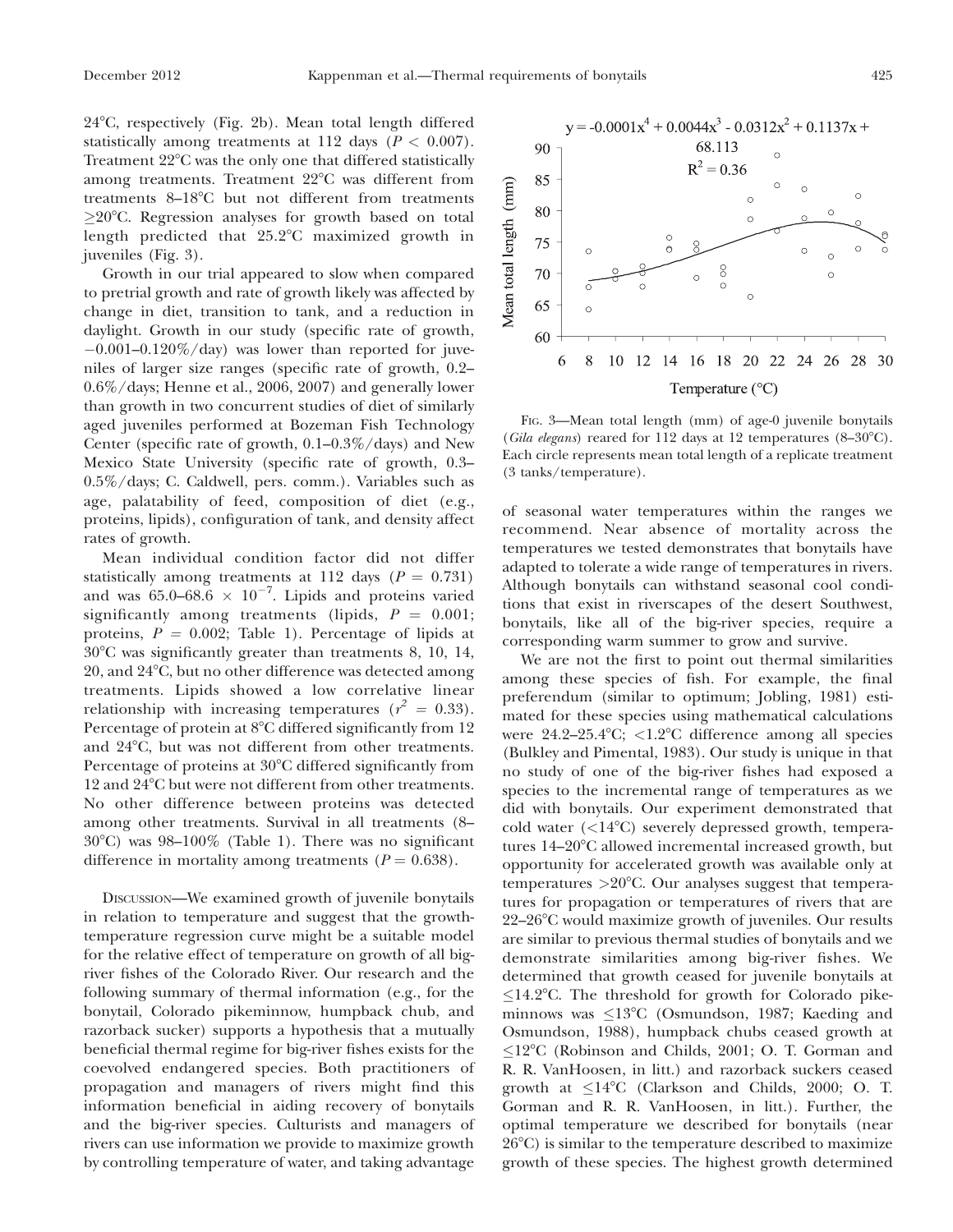24°C, respectively (Fig. 2b). Mean total length differed statistically among treatments at 112 days ($P < 0.007$). Treatment 22°C was the only one that differed statistically among treatments. Treatment 22°C was different from treatments 8–18°C but not different from treatments ≥20°C. Regression analyses for growth based on total length predicted that 25.2°C maximized growth in juveniles (Fig. 3).

Growth in our trial appeared to slow when compared to pretrial growth and rate of growth likely was affected by change in diet, transition to tank, and a reduction in daylight. Growth in our study (specific rate of growth, −0.001–0.120%/day) was lower than reported for juveniles of larger size ranges (specific rate of growth, 0.2–0.6%/days; Henne et al., 2006, 2007) and generally lower than growth in two concurrent studies of diet of similarly aged juveniles performed at Bozeman Fish Technology Center (specific rate of growth, 0.1–0.3%/days) and New Mexico State University (specific rate of growth, 0.3–0.5%/days; C. Caldwell, pers. comm.). Variables such as age, palatability of feed, composition of diet (e.g., proteins, lipids), configuration of tank, and density affect rates of growth.

Mean individual condition factor did not differ statistically among treatments at 112 days ($P = 0.731$) and was $65.0\text{–}68.6 \times 10^{-7}$. Lipids and proteins varied significantly among treatments (lipids, $P = 0.001$; proteins, $P = 0.002$; Table 1). Percentage of lipids at 30°C was significantly greater than treatments 8, 10, 14, 20, and 24°C, but no other difference was detected among treatments. Lipids showed a low correlative linear relationship with increasing temperatures ($r^2 = 0.33$). Percentage of protein at 8°C differed significantly from 12 and 24°C, but was not different from other treatments. Percentage of proteins at 30°C differed significantly from 12 and 24°C but were not different from other treatments. No other difference between proteins was detected among other treatments. Survival in all treatments (8–30°C) was 98–100% (Table 1). There was no significant difference in mortality among treatments ($P = 0.638$).

Discussion—We examined growth of juvenile bonytails in relation to temperature and suggest that the growth-temperature regression curve might be a suitable model for the relative effect of temperature on growth of all big-river fishes of the Colorado River. Our research and the following summary of thermal information (e.g., for the bonytail, Colorado pikeminnow, humpback chub, and razorback sucker) supports a hypothesis that a mutually beneficial thermal regime for big-river fishes exists for the coevolved endangered species. Both practitioners of propagation and managers of rivers might find this information beneficial in aiding recovery of bonytails and the big-river species. Culturists and managers of rivers can use information we provide to maximize growth by controlling temperature of water, and taking advantage of seasonal water temperatures within the ranges we recommend. Near absence of mortality across the temperatures we tested demonstrates that bonytails have adapted to tolerate a wide range of temperatures in rivers. Although bonytails can withstand seasonal cool conditions that exist in riverscapes of the desert Southwest, bonytails, like all of the big-river species, require a corresponding warm summer to grow and survive.

Fig. 3—Mean total length (mm) of age-0 juvenile bonytails (*Gila elegans*) reared for 112 days at 12 temperatures (8–30°C). Each circle represents mean total length of a replicate treatment (3 tanks/temperature).

We are not the first to point out thermal similarities among these species of fish. For example, the final preferendum (similar to optimum; Jobling, 1981) estimated for these species using mathematical calculations were 24.2–25.4°C; <1.2°C difference among all species (Bulkley and Pimental, 1983). Our study is unique in that no study of one of the big-river fishes had exposed a species to the incremental range of temperatures as we did with bonytails. Our experiment demonstrated that cold water (<14°C) severely depressed growth, temperatures 14–20°C allowed incremental increased growth, but opportunity for accelerated growth was available only at temperatures >20°C. Our analyses suggest that temperatures for propagation or temperatures of rivers that are 22–26°C would maximize growth of juveniles. Our results are similar to previous thermal studies of bonytails and we demonstrate similarities among big-river fishes. We determined that growth ceased for juvenile bonytails at ≤14.2°C. The threshold for growth for Colorado pikeminnows was ≤13°C (Osmundson, 1987; Kaeding and Osmundson, 1988), humpback chubs ceased growth at ≤12°C (Robinson and Childs, 2001; O. T. Gorman and R. R. VanHoosen, in litt.) and razorback suckers ceased growth at ≤14°C (Clarkson and Childs, 2000; O. T. Gorman and R. R. VanHoosen, in litt.). Further, the optimal temperature we described for bonytails (near 26°C) is similar to the temperature described to maximize growth of these species. The highest growth determined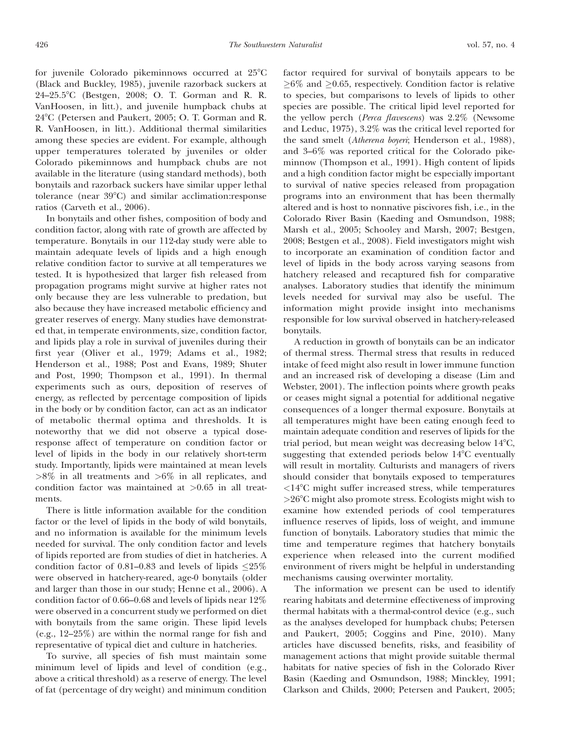for juvenile Colorado pikeminnows occurred at 25°C (Black and Buckley, 1985), juvenile razorback suckers at 24–25.5°C (Bestgen, 2008; O. T. Gorman and R. R. VanHoosen, in litt.), and juvenile humpback chubs at 24°C (Petersen and Paukert, 2005; O. T. Gorman and R. R. VanHoosen, in litt.). Additional thermal similarities among these species are evident. For example, although upper temperatures tolerated by juveniles or older Colorado pikeminnows and humpback chubs are not available in the literature (using standard methods), both bonytails and razorback suckers have similar upper lethal tolerance (near 39°C) and similar acclimation:response ratios (Carveth et al., 2006).

In bonytails and other fishes, composition of body and condition factor, along with rate of growth are affected by temperature. Bonytails in our 112-day study were able to maintain adequate levels of lipids and a high enough relative condition factor to survive at all temperatures we tested. It is hypothesized that larger fish released from propagation programs might survive at higher rates not only because they are less vulnerable to predation, but also because they have increased metabolic efficiency and greater reserves of energy. Many studies have demonstrated that, in temperate environments, size, condition factor, and lipids play a role in survival of juveniles during their first year (Oliver et al., 1979; Adams et al., 1982; Henderson et al., 1988; Post and Evans, 1989; Shuter and Post, 1990; Thompson et al., 1991). In thermal experiments such as ours, deposition of reserves of energy, as reflected by percentage composition of lipids in the body or by condition factor, can act as an indicator of metabolic thermal optima and thresholds. It is noteworthy that we did not observe a typical dose-response affect of temperature on condition factor or level of lipids in the body in our relatively short-term study. Importantly, lipids were maintained at mean levels >8% in all treatments and >6% in all replicates, and condition factor was maintained at >0.65 in all treatments.

There is little information available for the condition factor or the level of lipids in the body of wild bonytails, and no information is available for the minimum levels needed for survival. The only condition factor and levels of lipids reported are from studies of diet in hatcheries. A condition factor of 0.81–0.83 and levels of lipids ≤25% were observed in hatchery-reared, age-0 bonytails (older and larger than those in our study; Henne et al., 2006). A condition factor of 0.66–0.68 and levels of lipids near 12% were observed in a concurrent study we performed on diet with bonytails from the same origin. These lipid levels (e.g., 12–25%) are within the normal range for fish and representative of typical diet and culture in hatcheries.

To survive, all species of fish must maintain some minimum level of lipids and level of condition (e.g., above a critical threshold) as a reserve of energy. The level of fat (percentage of dry weight) and minimum condition factor required for survival of bonytails appears to be ≥6% and ≥0.65, respectively. Condition factor is relative to species, but comparisons to levels of lipids to other species are possible. The critical lipid level reported for the yellow perch (*Perca flavescens*) was 2.2% (Newsome and Leduc, 1975), 3.2% was the critical level reported for the sand smelt (*Atherena boyeri*; Henderson et al., 1988), and 3–6% was reported critical for the Colorado pikeminnow (Thompson et al., 1991). High content of lipids and a high condition factor might be especially important to survival of native species released from propagation programs into an environment that has been thermally altered and is host to nonnative piscivores fish, i.e., in the Colorado River Basin (Kaeding and Osmundson, 1988; Marsh et al., 2005; Schooley and Marsh, 2007; Bestgen, 2008; Bestgen et al., 2008). Field investigators might wish to incorporate an examination of condition factor and level of lipids in the body across varying seasons from hatchery released and recaptured fish for comparative analyses. Laboratory studies that identify the minimum levels needed for survival may also be useful. The information might provide insight into mechanisms responsible for low survival observed in hatchery-released bonytails.

A reduction in growth of bonytails can be an indicator of thermal stress. Thermal stress that results in reduced intake of feed might also result in lower immune function and an increased risk of developing a disease (Lim and Webster, 2001). The inflection points where growth peaks or ceases might signal a potential for additional negative consequences of a longer thermal exposure. Bonytails at all temperatures might have been eating enough feed to maintain adequate condition and reserves of lipids for the trial period, but mean weight was decreasing below 14°C, suggesting that extended periods below 14°C eventually will result in mortality. Culturists and managers of rivers should consider that bonytails exposed to temperatures <14°C might suffer increased stress, while temperatures >26°C might also promote stress. Ecologists might wish to examine how extended periods of cool temperatures influence reserves of lipids, loss of weight, and immune function of bonytails. Laboratory studies that mimic the time and temperature regimes that hatchery bonytails experience when released into the current modified environment of rivers might be helpful in understanding mechanisms causing overwinter mortality.

The information we present can be used to identify rearing habitats and determine effectiveness of improving thermal habitats with a thermal-control device (e.g., such as the analyses developed for humpback chubs; Petersen and Paukert, 2005; Coggins and Pine, 2010). Many articles have discussed benefits, risks, and feasibility of management actions that might provide suitable thermal habitats for native species of fish in the Colorado River Basin (Kaeding and Osmundson, 1988; Minckley, 1991; Clarkson and Childs, 2000; Petersen and Paukert, 2005;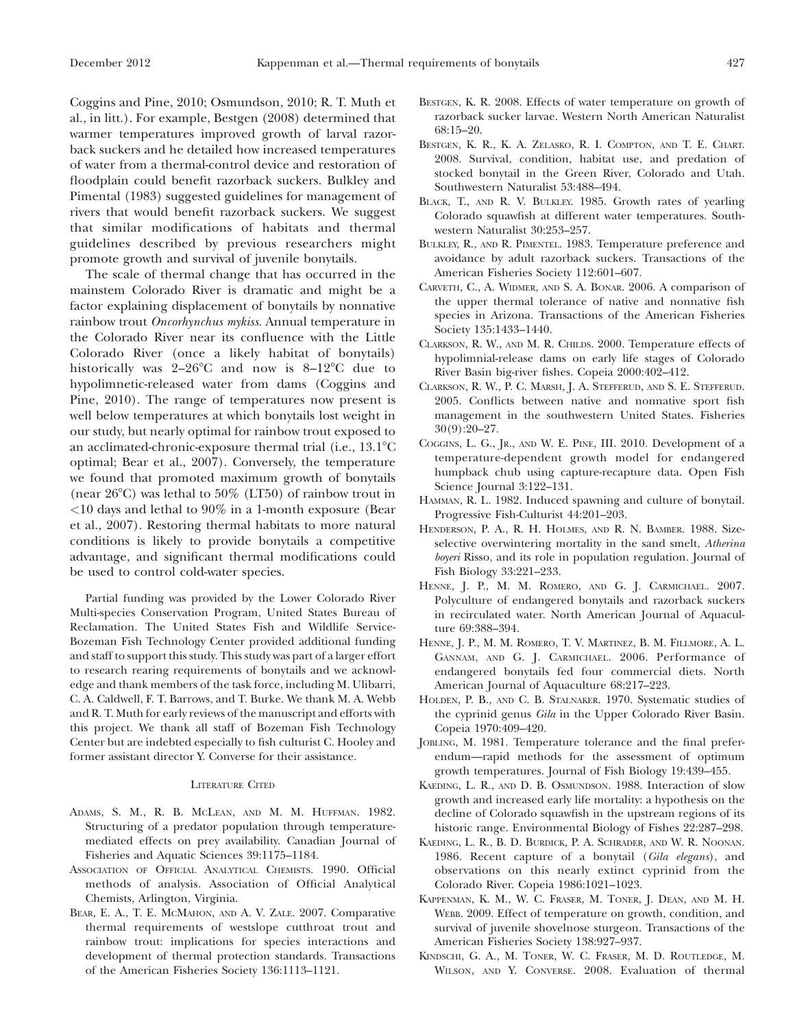Coggins and Pine, 2010; Osmundson, 2010; R. T. Muth et al., in litt.). For example, Bestgen (2008) determined that warmer temperatures improved growth of larval razorback suckers and he detailed how increased temperatures of water from a thermal-control device and restoration of floodplain could benefit razorback suckers. Bulkley and Pimental (1983) suggested guidelines for management of rivers that would benefit razorback suckers. We suggest that similar modifications of habitats and thermal guidelines described by previous researchers might promote growth and survival of juvenile bonytails.

The scale of thermal change that has occurred in the mainstem Colorado River is dramatic and might be a factor explaining displacement of bonytails by nonnative rainbow trout *Oncorhynchus mykiss*. Annual temperature in the Colorado River near its confluence with the Little Colorado River (once a likely habitat of bonytails) historically was 2–26°C and now is 8–12°C due to hypolimnetic-released water from dams (Coggins and Pine, 2010). The range of temperatures now present is well below temperatures at which bonytails lost weight in our study, but nearly optimal for rainbow trout exposed to an acclimated-chronic-exposure thermal trial (i.e., 13.1°C optimal; Bear et al., 2007). Conversely, the temperature we found that promoted maximum growth of bonytails (near 26°C) was lethal to 50% (LT50) of rainbow trout in <10 days and lethal to 90% in a 1-month exposure (Bear et al., 2007). Restoring thermal habitats to more natural conditions is likely to provide bonytails a competitive advantage, and significant thermal modifications could be used to control cold-water species.

Partial funding was provided by the Lower Colorado River Multi-species Conservation Program, United States Bureau of Reclamation. The United States Fish and Wildlife Service-Bozeman Fish Technology Center provided additional funding and staff to support this study. This study was part of a larger effort to research rearing requirements of bonytails and we acknowledge and thank members of the task force, including M. Ulibarri, C. A. Caldwell, F. T. Barrows, and T. Burke. We thank M. A. Webb and R. T. Muth for early reviews of the manuscript and efforts with this project. We thank all staff of Bozeman Fish Technology Center but are indebted especially to fish culturist C. Hooley and former assistant director Y. Converse for their assistance.

## Literature Cited

Adams, S. M., R. B. McLean, and M. M. Huffman. 1982. Structuring of a predator population through temperature-mediated effects on prey availability. Canadian Journal of Fisheries and Aquatic Sciences 39:1175–1184.

Association of Official Analytical Chemists. 1990. Official methods of analysis. Association of Official Analytical Chemists, Arlington, Virginia.

Bear, E. A., T. E. McMahon, and A. V. Zale. 2007. Comparative thermal requirements of westslope cutthroat trout and rainbow trout: implications for species interactions and development of thermal protection standards. Transactions of the American Fisheries Society 136:1113–1121.

Bestgen, K. R. 2008. Effects of water temperature on growth of razorback sucker larvae. Western North American Naturalist 68:15–20.

Bestgen, K. R., K. A. Zelasko, R. I. Compton, and T. E. Chart. 2008. Survival, condition, habitat use, and predation of stocked bonytail in the Green River, Colorado and Utah. Southwestern Naturalist 53:488–494.

Black, T., and R. V. Bulkley. 1985. Growth rates of yearling Colorado squawfish at different water temperatures. Southwestern Naturalist 30:253–257.

Bulkley, R., and R. Pimentel. 1983. Temperature preference and avoidance by adult razorback suckers. Transactions of the American Fisheries Society 112:601–607.

Carveth, C., A. Widmer, and S. A. Bonar. 2006. A comparison of the upper thermal tolerance of native and nonnative fish species in Arizona. Transactions of the American Fisheries Society 135:1433–1440.

Clarkson, R. W., and M. R. Childs. 2000. Temperature effects of hypolimnial-release dams on early life stages of Colorado River Basin big-river fishes. Copeia 2000:402–412.

Clarkson, R. W., P. C. Marsh, J. A. Stefferud, and S. E. Stefferud. 2005. Conflicts between native and nonnative sport fish management in the southwestern United States. Fisheries 30(9):20–27.

Coggins, L. G., Jr., and W. E. Pine, III. 2010. Development of a temperature-dependent growth model for endangered humpback chub using capture-recapture data. Open Fish Science Journal 3:122–131.

Hamman, R. L. 1982. Induced spawning and culture of bonytail. Progressive Fish-Culturist 44:201–203.

Henderson, P. A., R. H. Holmes, and R. N. Bamber. 1988. Size-selective overwintering mortality in the sand smelt, *Atherina boyeri* Risso, and its role in population regulation. Journal of Fish Biology 33:221–233.

Henne, J. P., M. M. Romero, and G. J. Carmichael. 2007. Polyculture of endangered bonytails and razorback suckers in recirculated water. North American Journal of Aquaculture 69:388–394.

Henne, J. P., M. M. Romero, T. V. Martinez, B. M. Fillmore, A. L. Gannam, and G. J. Carmichael. 2006. Performance of endangered bonytails fed four commercial diets. North American Journal of Aquaculture 68:217–223.

Holden, P. B., and C. B. Stalnaker. 1970. Systematic studies of the cyprinid genus *Gila* in the Upper Colorado River Basin. Copeia 1970:409–420.

Jobling, M. 1981. Temperature tolerance and the final preferendum—rapid methods for the assessment of optimum growth temperatures. Journal of Fish Biology 19:439–455.

Kaeding, L. R., and D. B. Osmundson. 1988. Interaction of slow growth and increased early life mortality: a hypothesis on the decline of Colorado squawfish in the upstream regions of its historic range. Environmental Biology of Fishes 22:287–298.

Kaeding, L. R., B. D. Burdick, P. A. Schrader, and W. R. Noonan. 1986. Recent capture of a bonytail (*Gila elegans*), and observations on this nearly extinct cyprinid from the Colorado River. Copeia 1986:1021–1023.

Kappenman, K. M., W. C. Fraser, M. Toner, J. Dean, and M. H. Webb. 2009. Effect of temperature on growth, condition, and survival of juvenile shovelnose sturgeon. Transactions of the American Fisheries Society 138:927–937.

Kindschi, G. A., M. Toner, W. C. Fraser, M. D. Routledge, M. Wilson, and Y. Converse. 2008. Evaluation of thermal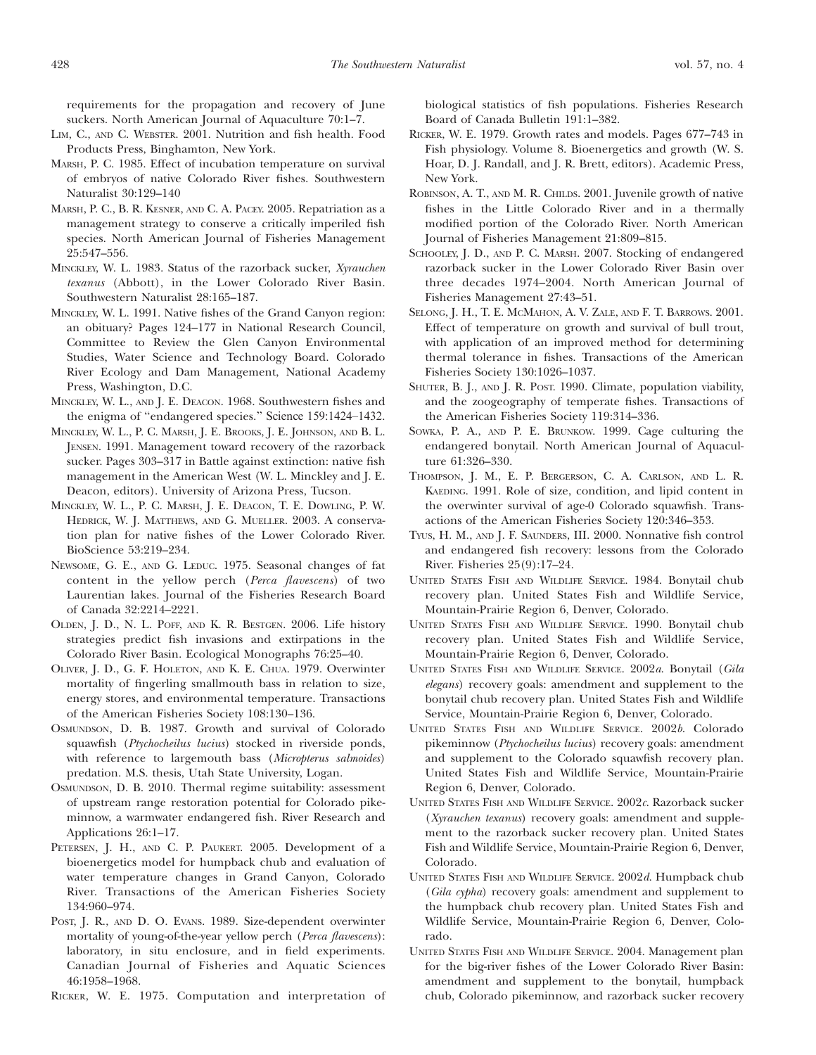requirements for the propagation and recovery of June suckers. North American Journal of Aquaculture 70:1–7.

Lim, C., and C. Webster. 2001. Nutrition and fish health. Food Products Press, Binghamton, New York.

Marsh, P. C. 1985. Effect of incubation temperature on survival of embryos of native Colorado River fishes. Southwestern Naturalist 30:129–140

Marsh, P. C., B. R. Kesner, and C. A. Pacey. 2005. Repatriation as a management strategy to conserve a critically imperiled fish species. North American Journal of Fisheries Management 25:547–556.

Minckley, W. L. 1983. Status of the razorback sucker, *Xyrauchen texanus* (Abbott), in the Lower Colorado River Basin. Southwestern Naturalist 28:165–187.

Minckley, W. L. 1991. Native fishes of the Grand Canyon region: an obituary? Pages 124–177 in National Research Council, Committee to Review the Glen Canyon Environmental Studies, Water Science and Technology Board. Colorado River Ecology and Dam Management, National Academy Press, Washington, D.C.

Minckley, W. L., and J. E. Deacon. 1968. Southwestern fishes and the enigma of "endangered species." Science 159:1424–1432.

Minckley, W. L., P. C. Marsh, J. E. Brooks, J. E. Johnson, and B. L. Jensen. 1991. Management toward recovery of the razorback sucker. Pages 303–317 in Battle against extinction: native fish management in the American West (W. L. Minckley and J. E. Deacon, editors). University of Arizona Press, Tucson.

Minckley, W. L., P. C. Marsh, J. E. Deacon, T. E. Dowling, P. W. Hedrick, W. J. Matthews, and G. Mueller. 2003. A conservation plan for native fishes of the Lower Colorado River. BioScience 53:219–234.

Newsome, G. E., and G. Leduc. 1975. Seasonal changes of fat content in the yellow perch (*Perca flavescens*) of two Laurentian lakes. Journal of the Fisheries Research Board of Canada 32:2214–2221.

Olden, J. D., N. L. Poff, and K. R. Bestgen. 2006. Life history strategies predict fish invasions and extirpations in the Colorado River Basin. Ecological Monographs 76:25–40.

Oliver, J. D., G. F. Holeton, and K. E. Chua. 1979. Overwinter mortality of fingerling smallmouth bass in relation to size, energy stores, and environmental temperature. Transactions of the American Fisheries Society 108:130–136.

Osmundson, D. B. 1987. Growth and survival of Colorado squawfish (*Ptychocheilus lucius*) stocked in riverside ponds, with reference to largemouth bass (*Micropterus salmoides*) predation. M.S. thesis, Utah State University, Logan.

Osmundson, D. B. 2010. Thermal regime suitability: assessment of upstream range restoration potential for Colorado pikeminnow, a warmwater endangered fish. River Research and Applications 26:1–17.

Petersen, J. H., and C. P. Paukert. 2005. Development of a bioenergetics model for humpback chub and evaluation of water temperature changes in Grand Canyon, Colorado River. Transactions of the American Fisheries Society 134:960–974.

Post, J. R., and D. O. Evans. 1989. Size-dependent overwinter mortality of young-of-the-year yellow perch (*Perca flavescens*): laboratory, in situ enclosure, and in field experiments. Canadian Journal of Fisheries and Aquatic Sciences 46:1958–1968.

Ricker, W. E. 1975. Computation and interpretation of biological statistics of fish populations. Fisheries Research Board of Canada Bulletin 191:1–382.

Ricker, W. E. 1979. Growth rates and models. Pages 677–743 in Fish physiology. Volume 8. Bioenergetics and growth (W. S. Hoar, D. J. Randall, and J. R. Brett, editors). Academic Press, New York.

Robinson, A. T., and M. R. Childs. 2001. Juvenile growth of native fishes in the Little Colorado River and in a thermally modified portion of the Colorado River. North American Journal of Fisheries Management 21:809–815.

Schooley, J. D., and P. C. Marsh. 2007. Stocking of endangered razorback sucker in the Lower Colorado River Basin over three decades 1974–2004. North American Journal of Fisheries Management 27:43–51.

Selong, J. H., T. E. McMahon, A. V. Zale, and F. T. Barrows. 2001. Effect of temperature on growth and survival of bull trout, with application of an improved method for determining thermal tolerance in fishes. Transactions of the American Fisheries Society 130:1026–1037.

Shuter, B. J., and J. R. Post. 1990. Climate, population viability, and the zoogeography of temperate fishes. Transactions of the American Fisheries Society 119:314–336.

Sowka, P. A., and P. E. Brunkow. 1999. Cage culturing the endangered bonytail. North American Journal of Aquaculture 61:326–330.

Thompson, J. M., E. P. Bergerson, C. A. Carlson, and L. R. Kaeding. 1991. Role of size, condition, and lipid content in the overwinter survival of age-0 Colorado squawfish. Transactions of the American Fisheries Society 120:346–353.

Tyus, H. M., and J. F. Saunders, III. 2000. Nonnative fish control and endangered fish recovery: lessons from the Colorado River. Fisheries 25(9):17–24.

United States Fish and Wildlife Service. 1984. Bonytail chub recovery plan. United States Fish and Wildlife Service, Mountain-Prairie Region 6, Denver, Colorado.

United States Fish and Wildlife Service. 1990. Bonytail chub recovery plan. United States Fish and Wildlife Service, Mountain-Prairie Region 6, Denver, Colorado.

United States Fish and Wildlife Service. 2002*a*. Bonytail (*Gila elegans*) recovery goals: amendment and supplement to the bonytail chub recovery plan. United States Fish and Wildlife Service, Mountain-Prairie Region 6, Denver, Colorado.

United States Fish and Wildlife Service. 2002*b*. Colorado pikeminnow (*Ptychocheilus lucius*) recovery goals: amendment and supplement to the Colorado squawfish recovery plan. United States Fish and Wildlife Service, Mountain-Prairie Region 6, Denver, Colorado.

United States Fish and Wildlife Service. 2002*c*. Razorback sucker (*Xyrauchen texanus*) recovery goals: amendment and supplement to the razorback sucker recovery plan. United States Fish and Wildlife Service, Mountain-Prairie Region 6, Denver, Colorado.

United States Fish and Wildlife Service. 2002*d*. Humpback chub (*Gila cypha*) recovery goals: amendment and supplement to the humpback chub recovery plan. United States Fish and Wildlife Service, Mountain-Prairie Region 6, Denver, Colorado.

United States Fish and Wildlife Service. 2004. Management plan for the big-river fishes of the Lower Colorado River Basin: amendment and supplement to the bonytail, humpback chub, Colorado pikeminnow, and razorback sucker recovery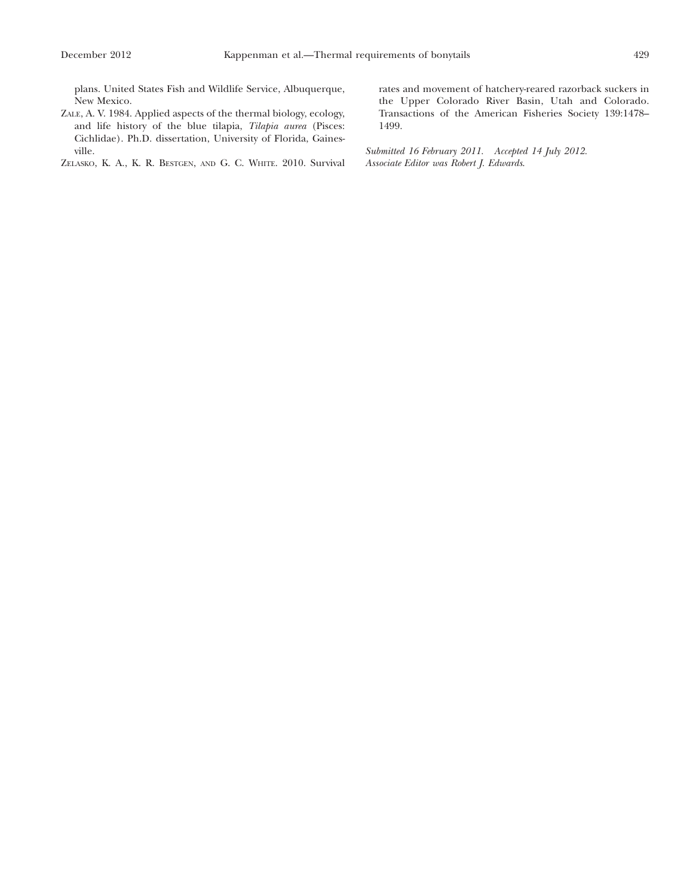plans. United States Fish and Wildlife Service, Albuquerque, New Mexico.

Zale, A. V. 1984. Applied aspects of the thermal biology, ecology, and life history of the blue tilapia, *Tilapia aurea* (Pisces: Cichlidae). Ph.D. dissertation, University of Florida, Gainesville.

Zelasko, K. A., K. R. Bestgen, and G. C. White. 2010. Survival rates and movement of hatchery-reared razorback suckers in the Upper Colorado River Basin, Utah and Colorado. Transactions of the American Fisheries Society 139:1478–1499.

*Submitted 16 February 2011. Accepted 14 July 2012.*
*Associate Editor was Robert J. Edwards.*